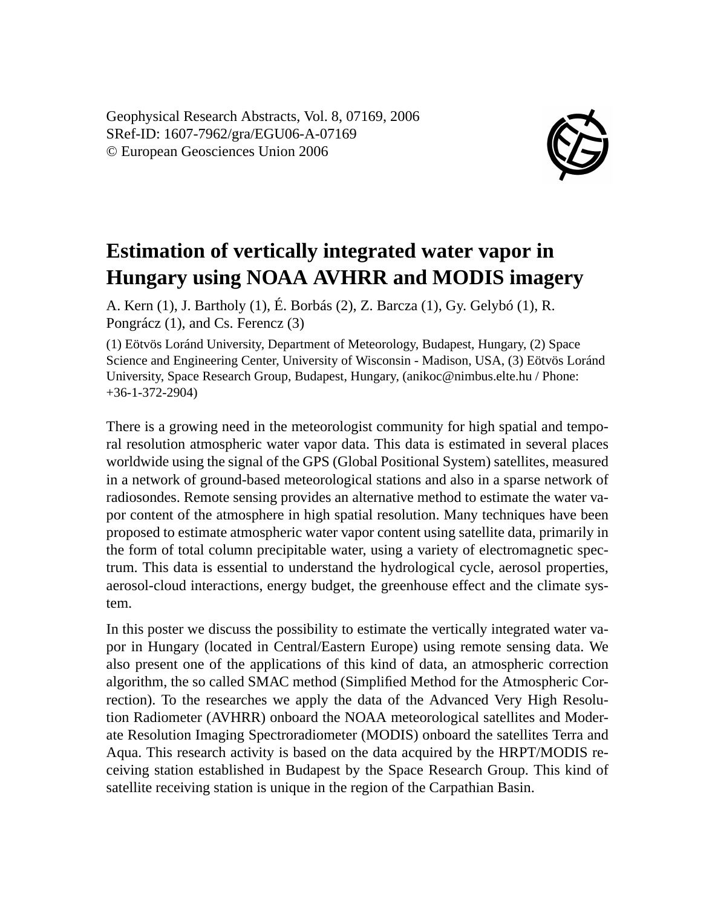Geophysical Research Abstracts, Vol. 8, 07169, 2006
SRef-ID: 1607-7962/gra/EGU06-A-07169
© European Geosciences Union 2006

# Estimation of vertically integrated water vapor in Hungary using NOAA AVHRR and MODIS imagery

A. Kern (1), J. Bartholy (1), É. Borbás (2), Z. Barcza (1), Gy. Gelybó (1), R. Pongrácz (1), and Cs. Ferencz (3)

(1) Eötvös Loránd University, Department of Meteorology, Budapest, Hungary, (2) Space Science and Engineering Center, University of Wisconsin - Madison, USA, (3) Eötvös Loránd University, Space Research Group, Budapest, Hungary, (anikoc@nimbus.elte.hu / Phone: +36-1-372-2904)

There is a growing need in the meteorologist community for high spatial and temporal resolution atmospheric water vapor data. This data is estimated in several places worldwide using the signal of the GPS (Global Positional System) satellites, measured in a network of ground-based meteorological stations and also in a sparse network of radiosondes. Remote sensing provides an alternative method to estimate the water vapor content of the atmosphere in high spatial resolution. Many techniques have been proposed to estimate atmospheric water vapor content using satellite data, primarily in the form of total column precipitable water, using a variety of electromagnetic spectrum. This data is essential to understand the hydrological cycle, aerosol properties, aerosol-cloud interactions, energy budget, the greenhouse effect and the climate system.

In this poster we discuss the possibility to estimate the vertically integrated water vapor in Hungary (located in Central/Eastern Europe) using remote sensing data. We also present one of the applications of this kind of data, an atmospheric correction algorithm, the so called SMAC method (Simplified Method for the Atmospheric Correction). To the researches we apply the data of the Advanced Very High Resolution Radiometer (AVHRR) onboard the NOAA meteorological satellites and Moderate Resolution Imaging Spectroradiometer (MODIS) onboard the satellites Terra and Aqua. This research activity is based on the data acquired by the HRPT/MODIS receiving station established in Budapest by the Space Research Group. This kind of satellite receiving station is unique in the region of the Carpathian Basin.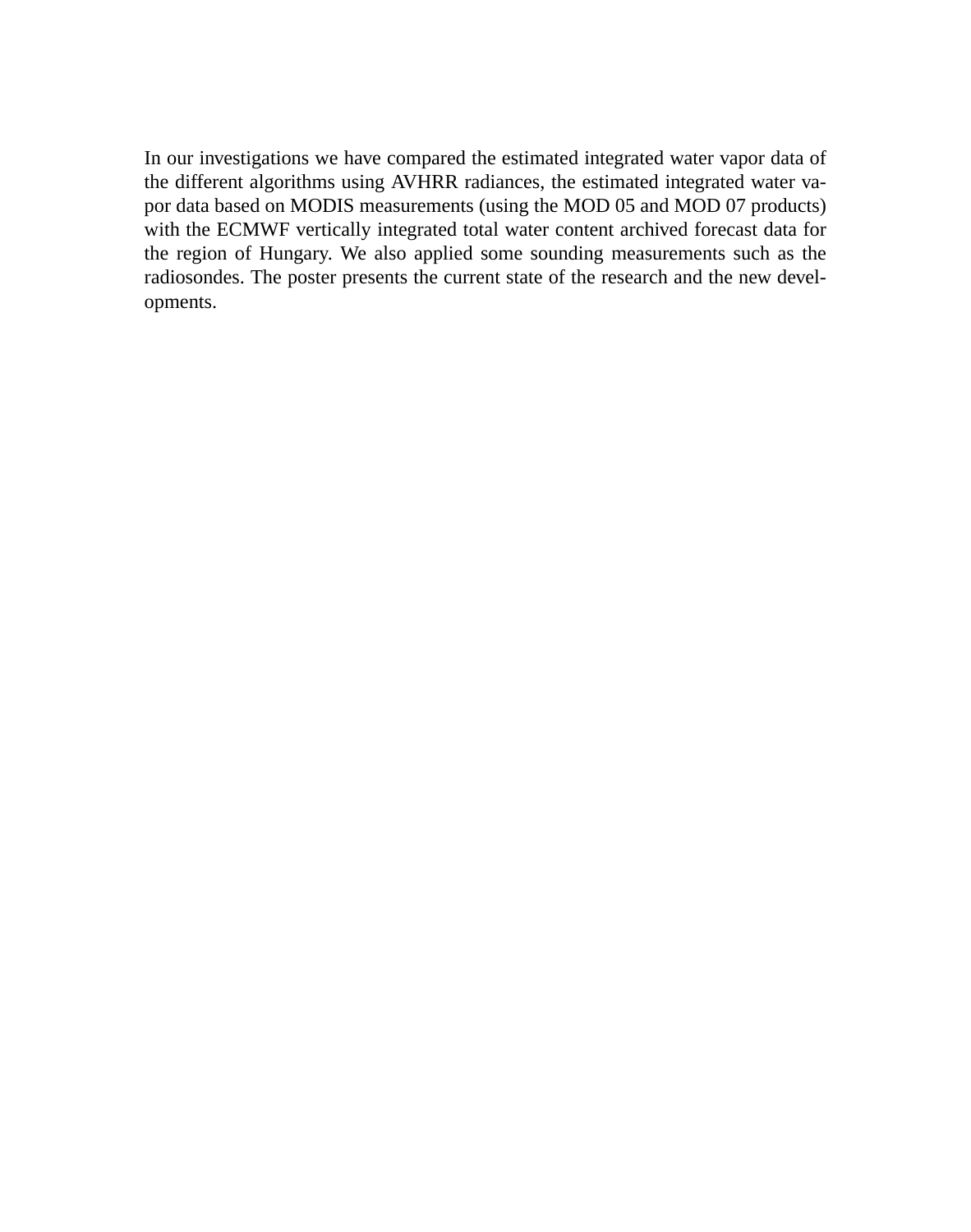In our investigations we have compared the estimated integrated water vapor data of the different algorithms using AVHRR radiances, the estimated integrated water vapor data based on MODIS measurements (using the MOD 05 and MOD 07 products) with the ECMWF vertically integrated total water content archived forecast data for the region of Hungary. We also applied some sounding measurements such as the radiosondes. The poster presents the current state of the research and the new developments.